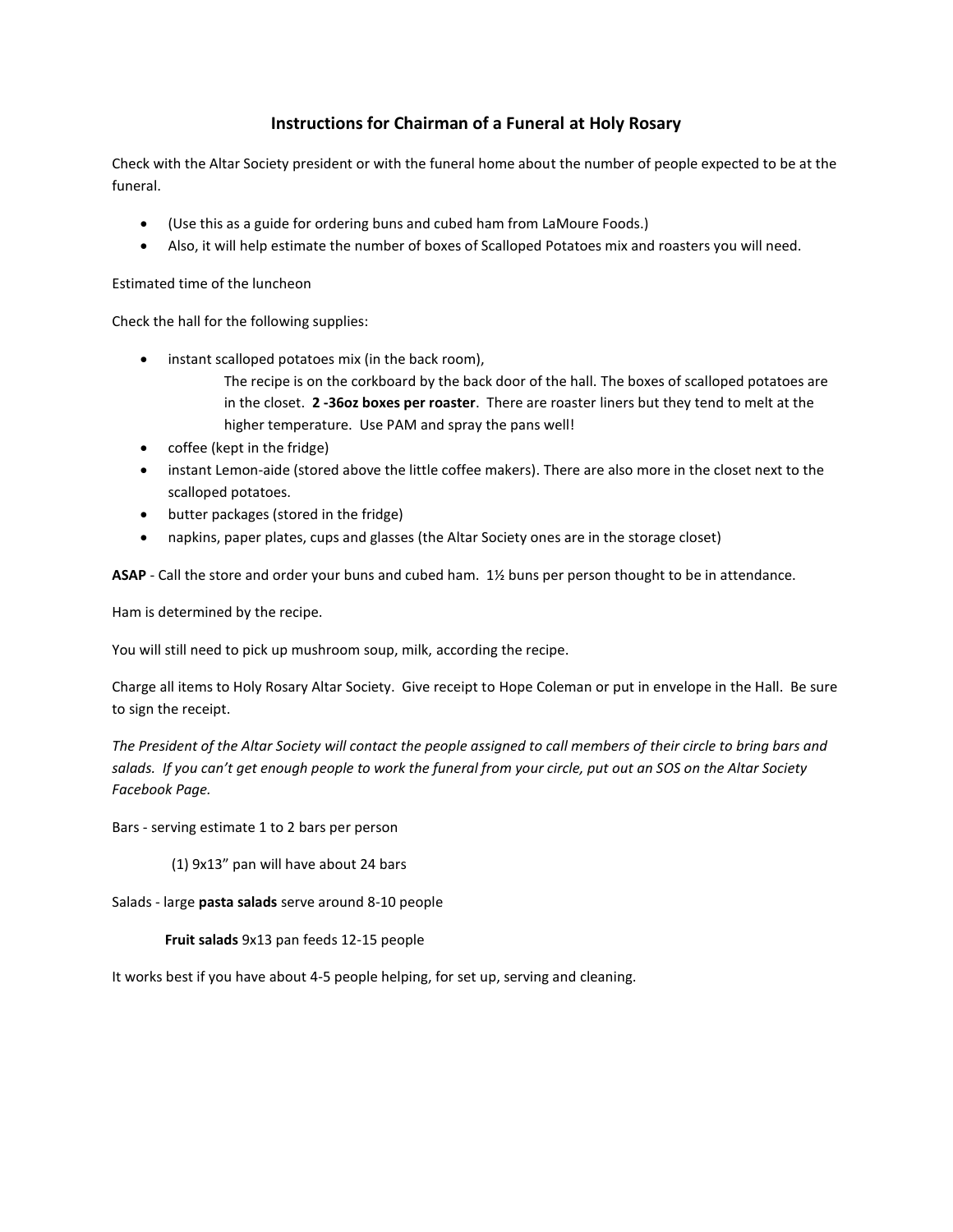# Instructions for Chairman of a Funeral at Holy Rosary

Check with the Altar Society president or with the funeral home about the number of people expected to be at the funeral.

- (Use this as a guide for ordering buns and cubed ham from LaMoure Foods.)
- Also, it will help estimate the number of boxes of Scalloped Potatoes mix and roasters you will need.

Estimated time of the luncheon

Check the hall for the following supplies:

- instant scalloped potatoes mix (in the back room),

  The recipe is on the corkboard by the back door of the hall. The boxes of scalloped potatoes are in the closet. **2 -36oz boxes per roaster**. There are roaster liners but they tend to melt at the higher temperature. Use PAM and spray the pans well!
- coffee (kept in the fridge)
- instant Lemon-aide (stored above the little coffee makers). There are also more in the closet next to the scalloped potatoes.
- butter packages (stored in the fridge)
- napkins, paper plates, cups and glasses (the Altar Society ones are in the storage closet)

**ASAP** - Call the store and order your buns and cubed ham. 1½ buns per person thought to be in attendance.

Ham is determined by the recipe.

You will still need to pick up mushroom soup, milk, according the recipe.

Charge all items to Holy Rosary Altar Society. Give receipt to Hope Coleman or put in envelope in the Hall. Be sure to sign the receipt.

*The President of the Altar Society will contact the people assigned to call members of their circle to bring bars and salads. If you can't get enough people to work the funeral from your circle, put out an SOS on the Altar Society Facebook Page.*

Bars - serving estimate 1 to 2 bars per person

(1) 9x13" pan will have about 24 bars

Salads - large **pasta salads** serve around 8-10 people

**Fruit salads** 9x13 pan feeds 12-15 people

It works best if you have about 4-5 people helping, for set up, serving and cleaning.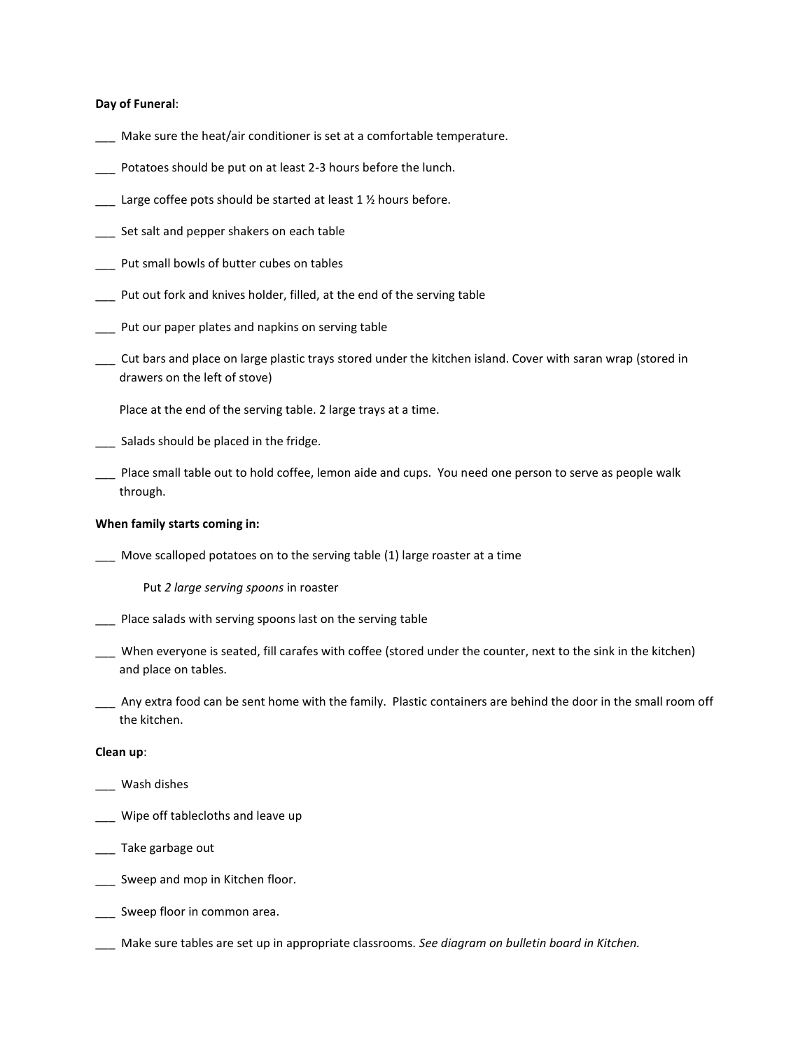**Day of Funeral**:

___ Make sure the heat/air conditioner is set at a comfortable temperature.

___ Potatoes should be put on at least 2-3 hours before the lunch.

___ Large coffee pots should be started at least 1 ½ hours before.

___ Set salt and pepper shakers on each table

___ Put small bowls of butter cubes on tables

___ Put out fork and knives holder, filled, at the end of the serving table

___ Put our paper plates and napkins on serving table

___ Cut bars and place on large plastic trays stored under the kitchen island. Cover with saran wrap (stored in drawers on the left of stove)

Place at the end of the serving table. 2 large trays at a time.

___ Salads should be placed in the fridge.

___ Place small table out to hold coffee, lemon aide and cups. You need one person to serve as people walk through.

**When family starts coming in:**

___ Move scalloped potatoes on to the serving table (1) large roaster at a time

Put *2 large serving spoons* in roaster

___ Place salads with serving spoons last on the serving table

___ When everyone is seated, fill carafes with coffee (stored under the counter, next to the sink in the kitchen) and place on tables.

___ Any extra food can be sent home with the family. Plastic containers are behind the door in the small room off the kitchen.

**Clean up**:

___ Wash dishes

___ Wipe off tablecloths and leave up

___ Take garbage out

___ Sweep and mop in Kitchen floor.

___ Sweep floor in common area.

___ Make sure tables are set up in appropriate classrooms. *See diagram on bulletin board in Kitchen.*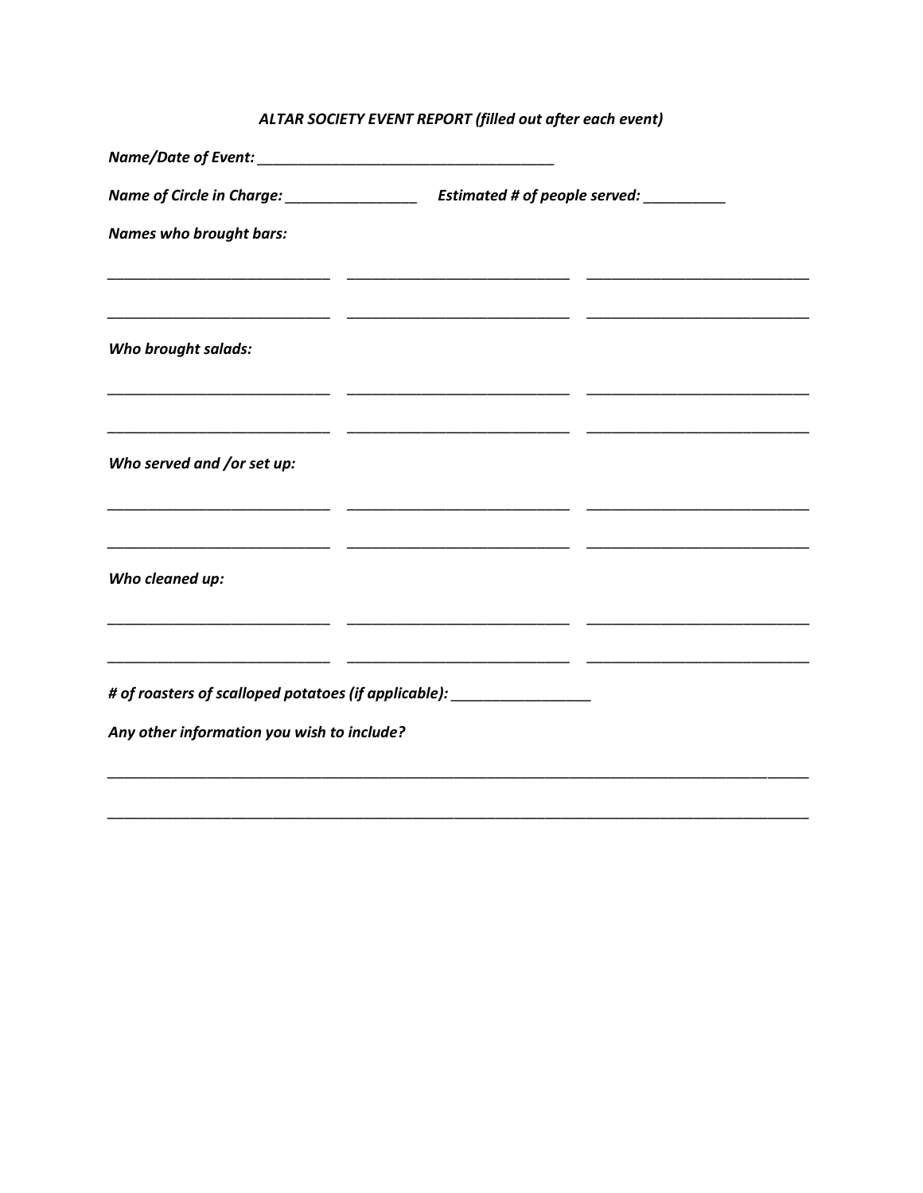***ALTAR SOCIETY EVENT REPORT (filled out after each event)***

***Name/Date of Event:*** ____________________________________

***Name of Circle in Charge:*** ________________ ***Estimated # of people served:*** __________

***Names who brought bars:***

___________________________ ___________________________ ___________________________

___________________________ ___________________________ ___________________________

***Who brought salads:***

___________________________ ___________________________ ___________________________

___________________________ ___________________________ ___________________________

***Who served and /or set up:***

___________________________ ___________________________ ___________________________

___________________________ ___________________________ ___________________________

***Who cleaned up:***

___________________________ ___________________________ ___________________________

___________________________ ___________________________ ___________________________

***# of roasters of scalloped potatoes (if applicable):*** _________________

***Any other information you wish to include?***

_____________________________________________________________________________________

_____________________________________________________________________________________